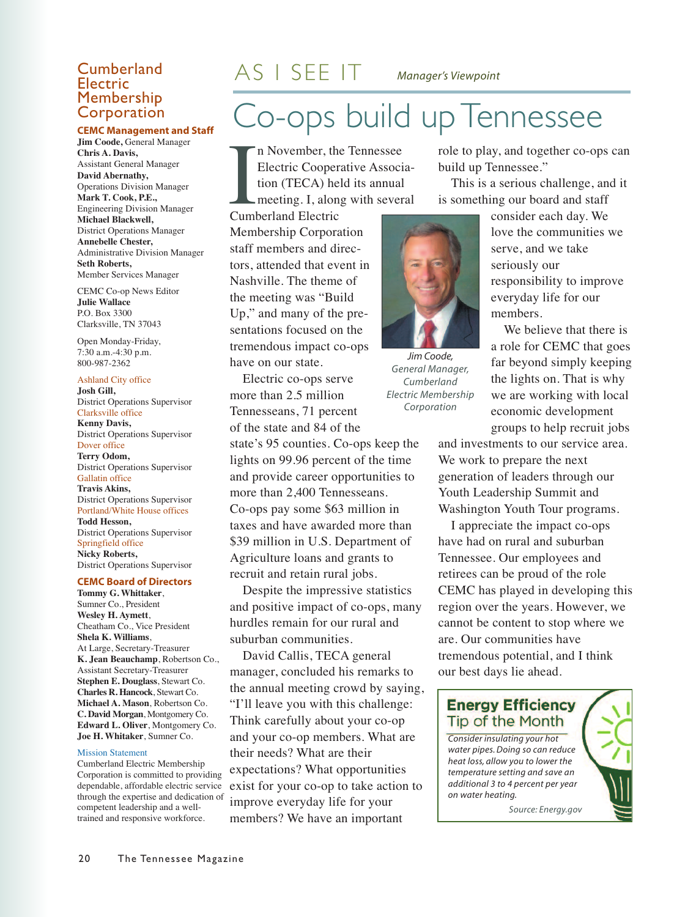# Cumberland Electric Membership Corporation

**CEMC Management and Staff**

**Jim Coode,** General Manager
**Chris A. Davis,** Assistant General Manager
**David Abernathy,** Operations Division Manager
**Mark T. Cook, P.E.,** Engineering Division Manager
**Michael Blackwell,** District Operations Manager
**Annebelle Chester,** Administrative Division Manager
**Seth Roberts,** Member Services Manager

CEMC Co-op News Editor
**Julie Wallace**
P.O. Box 3300
Clarksville, TN 37043

Open Monday-Friday,
7:30 a.m.-4:30 p.m.
800-987-2362

Ashland City office
**Josh Gill,** District Operations Supervisor
Clarksville office
**Kenny Davis,** District Operations Supervisor
Dover office
**Terry Odom,** District Operations Supervisor
Gallatin office
**Travis Akins,** District Operations Supervisor
Portland/White House offices
**Todd Hesson,** District Operations Supervisor
Springfield office
**Nicky Roberts,** District Operations Supervisor

**CEMC Board of Directors**

**Tommy G. Whittaker**, Sumner Co., President
**Wesley H. Aymett**, Cheatham Co., Vice President
**Shela K. Williams**, At Large, Secretary-Treasurer
**K. Jean Beauchamp**, Robertson Co., Assistant Secretary-Treasurer
**Stephen E. Douglass**, Stewart Co.
**Charles R. Hancock**, Stewart Co.
**Michael A. Mason**, Robertson Co.
**C. David Morgan**, Montgomery Co.
**Edward L. Oliver**, Montgomery Co.
**Joe H. Whitaker**, Sumner Co.

Mission Statement
Cumberland Electric Membership Corporation is committed to providing dependable, affordable electric service through the expertise and dedication of competent leadership and a well-trained and responsive workforce.

## AS I SEE IT *Manager's Viewpoint*

# Co-ops build up Tennessee

In November, the Tennessee Electric Cooperative Association (TECA) held its annual meeting. I, along with several Cumberland Electric Membership Corporation staff members and directors, attended that event in Nashville. The theme of the meeting was "Build Up," and many of the presentations focused on the tremendous impact co-ops have on our state.

Electric co-ops serve more than 2.5 million Tennesseans, 71 percent of the state and 84 of the state's 95 counties. Co-ops keep the lights on 99.96 percent of the time and provide career opportunities to more than 2,400 Tennesseans. Co-ops pay some $63 million in taxes and have awarded more than $39 million in U.S. Department of Agriculture loans and grants to recruit and retain rural jobs.

Despite the impressive statistics and positive impact of co-ops, many hurdles remain for our rural and suburban communities.

David Callis, TECA general manager, concluded his remarks to the annual meeting crowd by saying, "I'll leave you with this challenge: Think carefully about your co-op and your co-op members. What are their needs? What are their expectations? What opportunities exist for your co-op to take action to improve everyday life for your members? We have an important role to play, and together co-ops can build up Tennessee."

*Jim Coode, General Manager, Cumberland Electric Membership Corporation*

This is a serious challenge, and it is something our board and staff consider each day. We love the communities we serve, and we take seriously our responsibility to improve everyday life for our members.

We believe that there is a role for CEMC that goes far beyond simply keeping the lights on. That is why we are working with local economic development groups to help recruit jobs and investments to our service area. We work to prepare the next generation of leaders through our Youth Leadership Summit and Washington Youth Tour programs.

I appreciate the impact co-ops have had on rural and suburban Tennessee. Our employees and retirees can be proud of the role CEMC has played in developing this region over the years. However, we cannot be content to stop where we are. Our communities have tremendous potential, and I think our best days lie ahead.

**Energy Efficiency Tip of the Month**

*Consider insulating your hot water pipes. Doing so can reduce heat loss, allow you to lower the temperature setting and save an additional 3 to 4 percent per year on water heating.*

*Source: Energy.gov*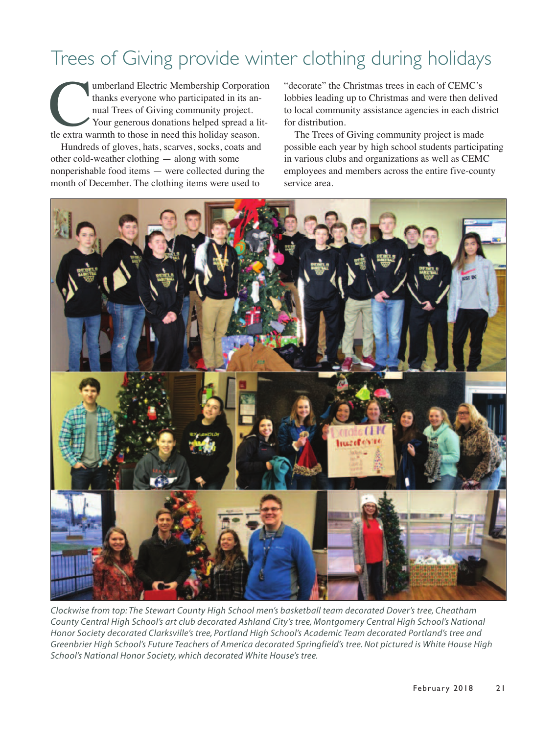# Trees of Giving provide winter clothing during holidays

Cumberland Electric Membership Corporation thanks everyone who participated in its annual Trees of Giving community project. Your generous donations helped spread a little extra warmth to those in need this holiday season.

Hundreds of gloves, hats, scarves, socks, coats and other cold-weather clothing — along with some nonperishable food items — were collected during the month of December. The clothing items were used to "decorate" the Christmas trees in each of CEMC's lobbies leading up to Christmas and were then delived to local community assistance agencies in each district for distribution.

The Trees of Giving community project is made possible each year by high school students participating in various clubs and organizations as well as CEMC employees and members across the entire five-county service area.

*Clockwise from top: The Stewart County High School men's basketball team decorated Dover's tree, Cheatham County Central High School's art club decorated Ashland City's tree, Montgomery Central High School's National Honor Society decorated Clarksville's tree, Portland High School's Academic Team decorated Portland's tree and Greenbrier High School's Future Teachers of America decorated Springfield's tree. Not pictured is White House High School's National Honor Society, which decorated White House's tree.*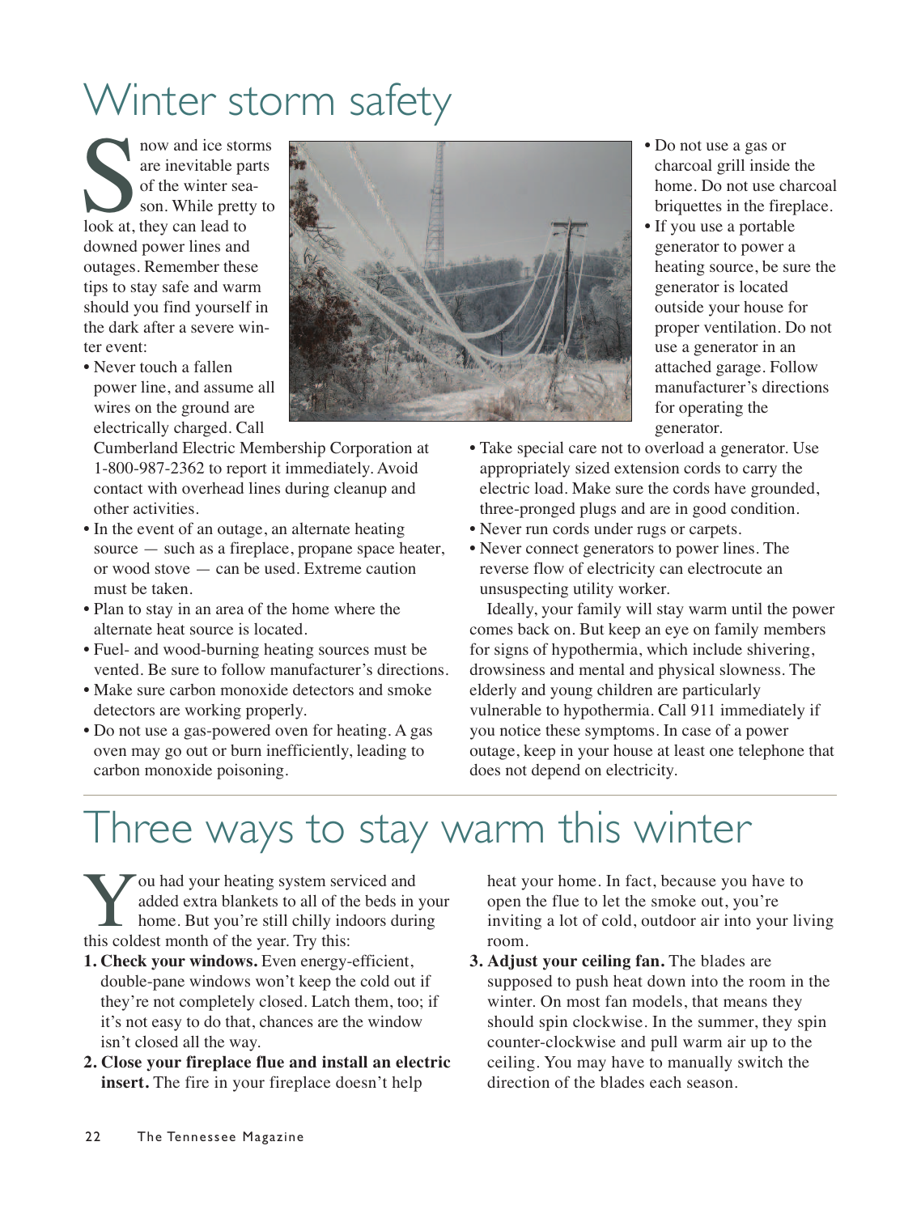# Winter storm safety

Snow and ice storms are inevitable parts of the winter season. While pretty to look at, they can lead to downed power lines and outages. Remember these tips to stay safe and warm should you find yourself in the dark after a severe winter event:

- Never touch a fallen power line, and assume all wires on the ground are electrically charged. Call Cumberland Electric Membership Corporation at 1-800-987-2362 to report it immediately. Avoid contact with overhead lines during cleanup and other activities.
- In the event of an outage, an alternate heating source — such as a fireplace, propane space heater, or wood stove — can be used. Extreme caution must be taken.
- Plan to stay in an area of the home where the alternate heat source is located.
- Fuel- and wood-burning heating sources must be vented. Be sure to follow manufacturer's directions.
- Make sure carbon monoxide detectors and smoke detectors are working properly.
- Do not use a gas-powered oven for heating. A gas oven may go out or burn inefficiently, leading to carbon monoxide poisoning.
- Do not use a gas or charcoal grill inside the home. Do not use charcoal briquettes in the fireplace.
- If you use a portable generator to power a heating source, be sure the generator is located outside your house for proper ventilation. Do not use a generator in an attached garage. Follow manufacturer's directions for operating the generator.
- Take special care not to overload a generator. Use appropriately sized extension cords to carry the electric load. Make sure the cords have grounded, three-pronged plugs and are in good condition.
- Never run cords under rugs or carpets.
- Never connect generators to power lines. The reverse flow of electricity can electrocute an unsuspecting utility worker.

Ideally, your family will stay warm until the power comes back on. But keep an eye on family members for signs of hypothermia, which include shivering, drowsiness and mental and physical slowness. The elderly and young children are particularly vulnerable to hypothermia. Call 911 immediately if you notice these symptoms. In case of a power outage, keep in your house at least one telephone that does not depend on electricity.

# Three ways to stay warm this winter

You had your heating system serviced and added extra blankets to all of the beds in your home. But you're still chilly indoors during this coldest month of the year. Try this:

1. **Check your windows.** Even energy-efficient, double-pane windows won't keep the cold out if they're not completely closed. Latch them, too; if it's not easy to do that, chances are the window isn't closed all the way.
2. **Close your fireplace flue and install an electric insert.** The fire in your fireplace doesn't help heat your home. In fact, because you have to open the flue to let the smoke out, you're inviting a lot of cold, outdoor air into your living room.
3. **Adjust your ceiling fan.** The blades are supposed to push heat down into the room in the winter. On most fan models, that means they should spin clockwise. In the summer, they spin counter-clockwise and pull warm air up to the ceiling. You may have to manually switch the direction of the blades each season.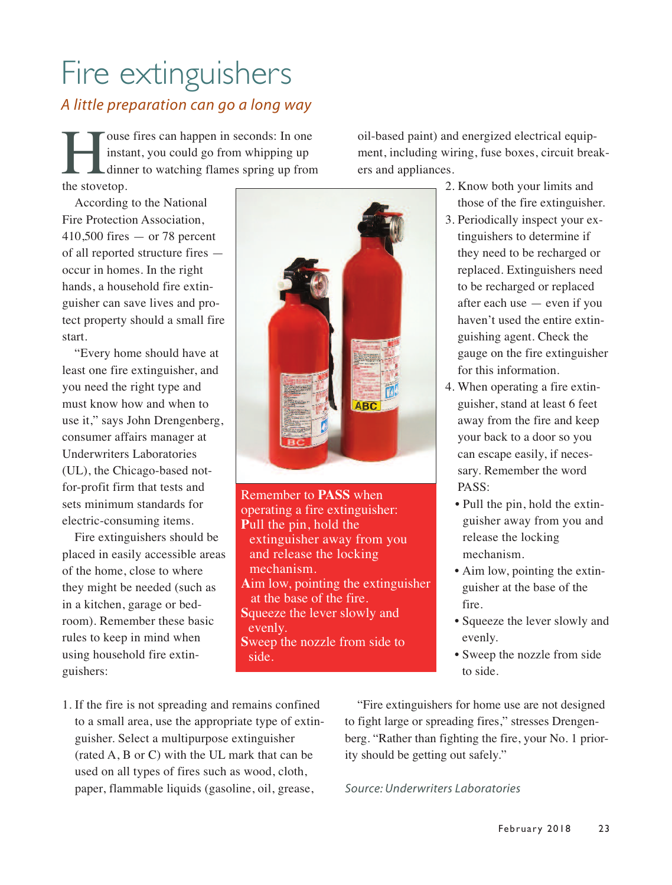# Fire extinguishers

*A little preparation can go a long way*

House fires can happen in seconds: In one instant, you could go from whipping up dinner to watching flames spring up from the stovetop.

According to the National Fire Protection Association, 410,500 fires — or 78 percent of all reported structure fires — occur in homes. In the right hands, a household fire extinguisher can save lives and protect property should a small fire start.

"Every home should have at least one fire extinguisher, and you need the right type and must know how and when to use it," says John Drengenberg, consumer affairs manager at Underwriters Laboratories (UL), the Chicago-based not-for-profit firm that tests and sets minimum standards for electric-consuming items.

Fire extinguishers should be placed in easily accessible areas of the home, close to where they might be needed (such as in a kitchen, garage or bedroom). Remember these basic rules to keep in mind when using household fire extinguishers:

1. If the fire is not spreading and remains confined to a small area, use the appropriate type of extinguisher. Select a multipurpose extinguisher (rated A, B or C) with the UL mark that can be used on all types of fires such as wood, cloth, paper, flammable liquids (gasoline, oil, grease, oil-based paint) and energized electrical equipment, including wiring, fuse boxes, circuit breakers and appliances.
2. Know both your limits and those of the fire extinguisher.
3. Periodically inspect your extinguishers to determine if they need to be recharged or replaced. Extinguishers need to be recharged or replaced after each use — even if you haven't used the entire extinguishing agent. Check the gauge on the fire extinguisher for this information.
4. When operating a fire extinguisher, stand at least 6 feet away from the fire and keep your back to a door so you can escape easily, if necessary. Remember the word PASS:
   - Pull the pin, hold the extinguisher away from you and release the locking mechanism.
   - Aim low, pointing the extinguisher at the base of the fire.
   - Squeeze the lever slowly and evenly.
   - Sweep the nozzle from side to side.

Remember to **PASS** when operating a fire extinguisher:
**P**ull the pin, hold the extinguisher away from you and release the locking mechanism.
**A**im low, pointing the extinguisher at the base of the fire.
**S**queeze the lever slowly and evenly.
**S**weep the nozzle from side to side.

"Fire extinguishers for home use are not designed to fight large or spreading fires," stresses Drengenberg. "Rather than fighting the fire, your No. 1 priority should be getting out safely."

*Source: Underwriters Laboratories*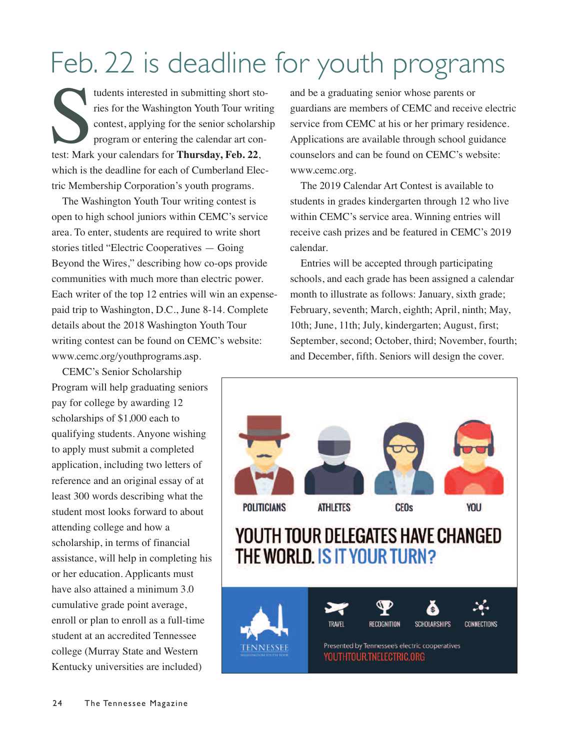# Feb. 22 is deadline for youth programs

Students interested in submitting short stories for the Washington Youth Tour writing contest, applying for the senior scholarship program or entering the calendar art contest: Mark your calendars for **Thursday, Feb. 22**, which is the deadline for each of Cumberland Electric Membership Corporation's youth programs.

The Washington Youth Tour writing contest is open to high school juniors within CEMC's service area. To enter, students are required to write short stories titled "Electric Cooperatives — Going Beyond the Wires," describing how co-ops provide communities with much more than electric power. Each writer of the top 12 entries will win an expense-paid trip to Washington, D.C., June 8-14. Complete details about the 2018 Washington Youth Tour writing contest can be found on CEMC's website: www.cemc.org/youthprograms.asp.

CEMC's Senior Scholarship Program will help graduating seniors pay for college by awarding 12 scholarships of $1,000 each to qualifying students. Anyone wishing to apply must submit a completed application, including two letters of reference and an original essay of at least 300 words describing what the student most looks forward to about attending college and how a scholarship, in terms of financial assistance, will help in completing his or her education. Applicants must have also attained a minimum 3.0 cumulative grade point average, enroll or plan to enroll as a full-time student at an accredited Tennessee college (Murray State and Western Kentucky universities are included) and be a graduating senior whose parents or guardians are members of CEMC and receive electric service from CEMC at his or her primary residence. Applications are available through school guidance counselors and can be found on CEMC's website: www.cemc.org.

The 2019 Calendar Art Contest is available to students in grades kindergarten through 12 who live within CEMC's service area. Winning entries will receive cash prizes and be featured in CEMC's 2019 calendar.

Entries will be accepted through participating schools, and each grade has been assigned a calendar month to illustrate as follows: January, sixth grade; February, seventh; March, eighth; April, ninth; May, 10th; June, 11th; July, kindergarten; August, first; September, second; October, third; November, fourth; and December, fifth. Seniors will design the cover.

POLITICIANS ATHLETES CEOs YOU

**YOUTH TOUR DELEGATES HAVE CHANGED THE WORLD. IS IT YOUR TURN?**

TENNESSEE WASHINGTON YOUTH TOUR

TRAVEL RECOGNITION SCHOLARSHIPS CONNECTIONS

Presented by Tennessee's electric cooperatives
YOUTHTOUR.TNELECTRIC.ORG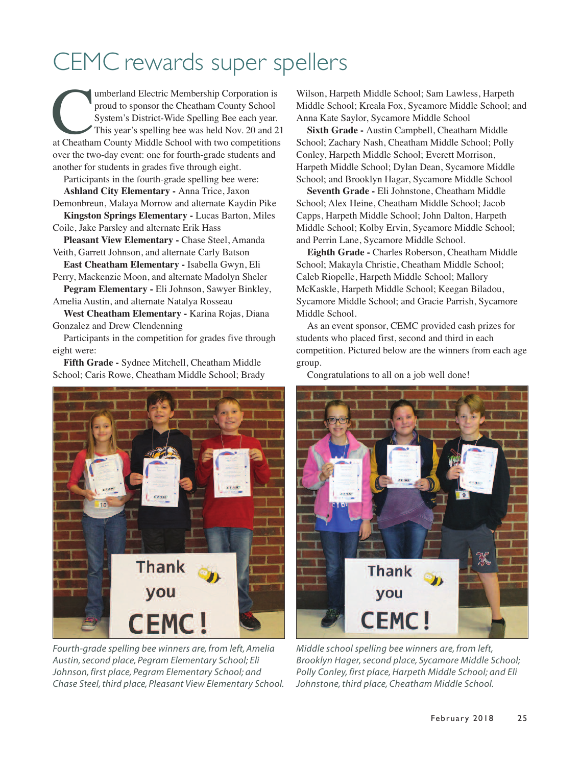# CEMC rewards super spellers

Cumberland Electric Membership Corporation is proud to sponsor the Cheatham County School System's District-Wide Spelling Bee each year. This year's spelling bee was held Nov. 20 and 21 at Cheatham County Middle School with two competitions over the two-day event: one for fourth-grade students and another for students in grades five through eight.

Participants in the fourth-grade spelling bee were:

**Ashland City Elementary -** Anna Trice, Jaxon Demonbreun, Malaya Morrow and alternate Kaydin Pike

**Kingston Springs Elementary -** Lucas Barton, Miles Coile, Jake Parsley and alternate Erik Hass

**Pleasant View Elementary -** Chase Steel, Amanda Veith, Garrett Johnson, and alternate Carly Batson

**East Cheatham Elementary -** Isabella Gwyn, Eli Perry, Mackenzie Moon, and alternate Madolyn Sheler

**Pegram Elementary -** Eli Johnson, Sawyer Binkley, Amelia Austin, and alternate Natalya Rosseau

**West Cheatham Elementary -** Karina Rojas, Diana Gonzalez and Drew Clendenning

Participants in the competition for grades five through eight were:

**Fifth Grade -** Sydnee Mitchell, Cheatham Middle School; Caris Rowe, Cheatham Middle School; Brady Wilson, Harpeth Middle School; Sam Lawless, Harpeth Middle School; Kreala Fox, Sycamore Middle School; and Anna Kate Saylor, Sycamore Middle School

**Sixth Grade -** Austin Campbell, Cheatham Middle School; Zachary Nash, Cheatham Middle School; Polly Conley, Harpeth Middle School; Everett Morrison, Harpeth Middle School; Dylan Dean, Sycamore Middle School; and Brooklyn Hagar, Sycamore Middle School

**Seventh Grade -** Eli Johnstone, Cheatham Middle School; Alex Heine, Cheatham Middle School; Jacob Capps, Harpeth Middle School; John Dalton, Harpeth Middle School; Kolby Ervin, Sycamore Middle School; and Perrin Lane, Sycamore Middle School.

**Eighth Grade -** Charles Roberson, Cheatham Middle School; Makayla Christie, Cheatham Middle School; Caleb Riopelle, Harpeth Middle School; Mallory McKaskle, Harpeth Middle School; Keegan Biladou, Sycamore Middle School; and Gracie Parrish, Sycamore Middle School.

As an event sponsor, CEMC provided cash prizes for students who placed first, second and third in each competition. Pictured below are the winners from each age group.

Congratulations to all on a job well done!

*Fourth-grade spelling bee winners are, from left, Amelia Austin, second place, Pegram Elementary School; Eli Johnson, first place, Pegram Elementary School; and Chase Steel, third place, Pleasant View Elementary School.*

*Middle school spelling bee winners are, from left, Brooklyn Hager, second place, Sycamore Middle School; Polly Conley, first place, Harpeth Middle School; and Eli Johnstone, third place, Cheatham Middle School.*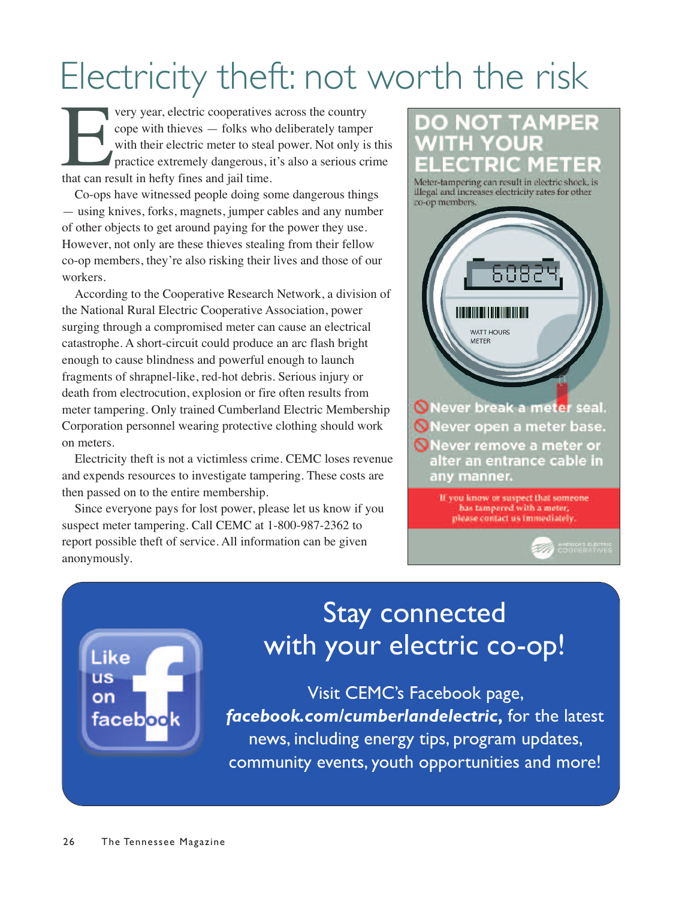# Electricity theft: not worth the risk

Every year, electric cooperatives across the country cope with thieves — folks who deliberately tamper with their electric meter to steal power. Not only is this practice extremely dangerous, it's also a serious crime that can result in hefty fines and jail time.

Co-ops have witnessed people doing some dangerous things — using knives, forks, magnets, jumper cables and any number of other objects to get around paying for the power they use. However, not only are these thieves stealing from their fellow co-op members, they're also risking their lives and those of our workers.

According to the Cooperative Research Network, a division of the National Rural Electric Cooperative Association, power surging through a compromised meter can cause an electrical catastrophe. A short-circuit could produce an arc flash bright enough to cause blindness and powerful enough to launch fragments of shrapnel-like, red-hot debris. Serious injury or death from electrocution, explosion or fire often results from meter tampering. Only trained Cumberland Electric Membership Corporation personnel wearing protective clothing should work on meters.

Electricity theft is not a victimless crime. CEMC loses revenue and expends resources to investigate tampering. These costs are then passed on to the entire membership.

Since everyone pays for lost power, please let us know if you suspect meter tampering. Call CEMC at 1-800-987-2362 to report possible theft of service. All information can be given anonymously.

## DO NOT TAMPER WITH YOUR ELECTRIC METER

Meter-tampering can result in electric shock, is illegal and increases electricity rates for other co-op members.

60824

WATT HOURS METER

- Never break a meter seal.
- Never open a meter base.
- Never remove a meter or alter an entrance cable in any manner.

If you know or suspect that someone has tampered with a meter, please contact us immediately.

AMERICA'S ELECTRIC COOPERATIVES

Like us on facebook

## Stay connected with your electric co-op!

Visit CEMC's Facebook page, ***facebook.com/cumberlandelectric***, for the latest news, including energy tips, program updates, community events, youth opportunities and more!